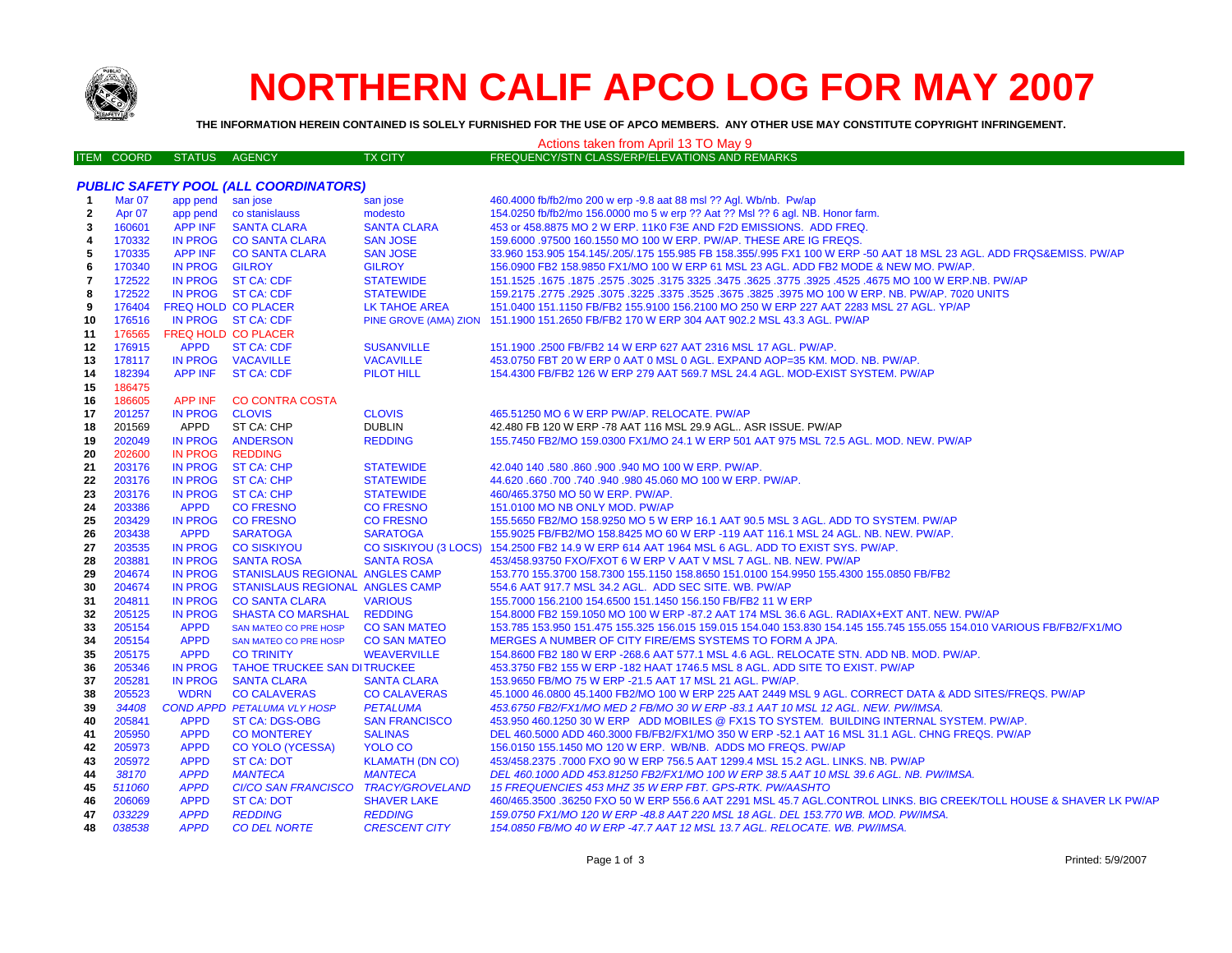# NORTHERN CALIF APCO LOG FOR MAY 2007

**THE INFORMATION HEREIN CONTAINED IS SOLELY FURNISHED FOR THE USE OF APCO MEMBERS. ANY OTHER USE MAY CONSTITUTE COPYRIGHT INFRINGEMENT.**

Actions taken from April 13 TO May 9

| ITEM | COORD | STATUS | AGENCY | TX CITY | FREQUENCY/STN CLASS/ERP/ELEVATIONS AND REMARKS |
|---|---|---|---|---|---|
| | | | ***PUBLIC SAFETY POOL (ALL COORDINATORS)*** | | |
| 1 | Mar 07 | app pend | san jose | san jose | 460.4000 fb/fb2/mo 200 w erp -9.8 aat 88 msl ?? Agl. Wb/nb. Pw/ap |
| 2 | Apr 07 | app pend | co stanislauss | modesto | 154.0250 fb/fb2/mo 156.0000 mo 5 w erp ?? Aat ?? Msl ?? 6 agl. NB. Honor farm. |
| 3 | 160601 | APP INF | SANTA CLARA | SANTA CLARA | 453 or 458.8875 MO 2 W ERP. 11K0 F3E AND F2D EMISSIONS. ADD FREQ. |
| 4 | 170332 | IN PROG | CO SANTA CLARA | SAN JOSE | 159.6000 .97500 160.1550 MO 100 W ERP. PW/AP. THESE ARE IG FREQS. |
| 5 | 170335 | APP INF | CO SANTA CLARA | SAN JOSE | 33.960 153.905 154.145/.205/.175 155.985 FB 158.355/.995 FX1 100 W ERP -50 AAT 18 MSL 23 AGL. ADD FRQS&EMISS. PW/AP |
| 6 | 170340 | IN PROG | GILROY | GILROY | 156.0900 FB2 158.9850 FX1/MO 100 W ERP 61 MSL 23 AGL. ADD FB2 MODE & NEW MO. PW/AP. |
| 7 | 172522 | IN PROG | ST CA: CDF | STATEWIDE | 151.1525 .1675 .1875 .2575 .3025 .3175 3325 .3475 .3625 .3775 .3925 .4525 .4675 MO 100 W ERP.NB. PW/AP |
| 8 | 172522 | IN PROG | ST CA: CDF | STATEWIDE | 159.2175 .2775 .2925 .3075 .3225 .3375 .3525 .3675 .3825 .3975 MO 100 W ERP. NB. PW/AP. 7020 UNITS |
| 9 | 176404 | FREQ HOLD | CO PLACER | LK TAHOE AREA | 151.0400 151.1150 FB/FB2 155.9100 156.2100 MO 250 W ERP 227 AAT 2283 MSL 27 AGL. YP/AP |
| 10 | 176516 | IN PROG | ST CA: CDF | PINE GROVE (AMA) ZION | 151.1900 151.2650 FB/FB2 170 W ERP 304 AAT 902.2 MSL 43.3 AGL. PW/AP |
| 11 | 176565 | FREQ HOLD | CO PLACER | | |
| 12 | 176915 | APPD | ST CA: CDF | SUSANVILLE | 151.1900 .2500 FB/FB2 14 W ERP 627 AAT 2316 MSL 17 AGL. PW/AP. |
| 13 | 178117 | IN PROG | VACAVILLE | VACAVILLE | 453.0750 FBT 20 W ERP 0 AAT 0 MSL 0 AGL. EXPAND AOP=35 KM. MOD. NB. PW/AP. |
| 14 | 182394 | APP INF | ST CA: CDF | PILOT HILL | 154.4300 FB/FB2 126 W ERP 279 AAT 569.7 MSL 24.4 AGL. MOD-EXIST SYSTEM. PW/AP |
| 15 | 186475 | | | | |
| 16 | 186605 | APP INF | CO CONTRA COSTA | | |
| 17 | 201257 | IN PROG | CLOVIS | CLOVIS | 465.51250 MO 6 W ERP PW/AP. RELOCATE. PW/AP |
| 18 | 201569 | APPD | ST CA: CHP | DUBLIN | 42.480 FB 120 W ERP -78 AAT 116 MSL 29.9 AGL.. ASR ISSUE. PW/AP |
| 19 | 202049 | IN PROG | ANDERSON | REDDING | 155.7450 FB2/MO 159.0300 FX1/MO 24.1 W ERP 501 AAT 975 MSL 72.5 AGL. MOD. NEW. PW/AP |
| 20 | 202600 | IN PROG | REDDING | | |
| 21 | 203176 | IN PROG | ST CA: CHP | STATEWIDE | 42.040 140 .580 .860 .900 .940 MO 100 W ERP. PW/AP. |
| 22 | 203176 | IN PROG | ST CA: CHP | STATEWIDE | 44.620 .660 .700 .740 .940 .980 45.060 MO 100 W ERP. PW/AP. |
| 23 | 203176 | IN PROG | ST CA: CHP | STATEWIDE | 460/465.3750 MO 50 W ERP. PW/AP. |
| 24 | 203386 | APPD | CO FRESNO | CO FRESNO | 151.0100 MO NB ONLY MOD. PW/AP |
| 25 | 203429 | IN PROG | CO FRESNO | CO FRESNO | 155.5650 FB2/MO 158.9250 MO 5 W ERP 16.1 AAT 90.5 MSL 3 AGL. ADD TO SYSTEM. PW/AP |
| 26 | 203438 | APPD | SARATOGA | SARATOGA | 155.9025 FB/FB2/MO 158.8425 MO 60 W ERP -119 AAT 116.1 MSL 24 AGL. NB. NEW. PW/AP. |
| 27 | 203535 | IN PROG | CO SISKIYOU | CO SISKIYOU (3 LOCS) | 154.2500 FB2 14.9 W ERP 614 AAT 1964 MSL 6 AGL. ADD TO EXIST SYS. PW/AP. |
| 28 | 203881 | IN PROG | SANTA ROSA | SANTA ROSA | 453/458.93750 FXO/FXOT 6 W ERP V AAT V MSL 7 AGL. NB. NEW. PW/AP |
| 29 | 204674 | IN PROG | STANISLAUS REGIONAL | ANGLES CAMP | 153.770 155.3700 158.7300 155.1150 158.8650 151.0100 154.9950 155.4300 155.0850 FB/FB2 |
| 30 | 204674 | IN PROG | STANISLAUS REGIONAL | ANGLES CAMP | 554.6 AAT 917.7 MSL 34.2 AGL. ADD SEC SITE. WB. PW/AP |
| 31 | 204811 | IN PROG | CO SANTA CLARA | VARIOUS | 155.7000 156.2100 154.6500 151.1450 156.150 FB/FB2 11 W ERP |
| 32 | 205125 | IN PROG | SHASTA CO MARSHAL | REDDING | 154.8000 FB2 159.1050 MO 100 W ERP -87.2 AAT 174 MSL 36.6 AGL. RADIAX+EXT ANT. NEW. PW/AP |
| 33 | 205154 | APPD | SAN MATEO CO PRE HOSP | CO SAN MATEO | 153.785 153.950 151.475 155.325 156.015 159.015 154.040 153.830 154.145 155.745 155.055 154.010 VARIOUS FB/FB2/FX1/MO |
| 34 | 205154 | APPD | SAN MATEO CO PRE HOSP | CO SAN MATEO | MERGES A NUMBER OF CITY FIRE/EMS SYSTEMS TO FORM A JPA. |
| 35 | 205175 | APPD | CO TRINITY | WEAVERVILLE | 154.8600 FB2 180 W ERP -268.6 AAT 577.1 MSL 4.6 AGL. RELOCATE STN. ADD NB. MOD. PW/AP. |
| 36 | 205346 | IN PROG | TAHOE TRUCKEE SAN DI | TRUCKEE | 453.3750 FB2 155 W ERP -182 HAAT 1746.5 MSL 8 AGL. ADD SITE TO EXIST. PW/AP |
| 37 | 205281 | IN PROG | SANTA CLARA | SANTA CLARA | 153.9650 FB/MO 75 W ERP -21.5 AAT 17 MSL 21 AGL. PW/AP. |
| 38 | 205523 | WDRN | CO CALAVERAS | CO CALAVERAS | 45.1000 46.0800 45.1400 FB2/MO 100 W ERP 225 AAT 2449 MSL 9 AGL. CORRECT DATA & ADD SITES/FREQS. PW/AP |
| 39 | *34408* | *COND APPD* | *PETALUMA VLY HOSP* | *PETALUMA* | *453.6750 FB2/FX1/MO MED 2 FB/MO 30 W ERP -83.1 AAT 10 MSL 12 AGL. NEW. PW/IMSA.* |
| 40 | 205841 | APPD | ST CA: DGS-OBG | SAN FRANCISCO | 453.950 460.1250 30 W ERP ADD MOBILES @ FX1S TO SYSTEM. BUILDING INTERNAL SYSTEM. PW/AP. |
| 41 | 205950 | APPD | CO MONTEREY | SALINAS | DEL 460.5000 ADD 460.3000 FB/FB2/FX1/MO 350 W ERP -52.1 AAT 16 MSL 31.1 AGL. CHNG FREQS. PW/AP |
| 42 | 205973 | APPD | CO YOLO (YCESSA) | YOLO CO | 156.0150 155.1450 MO 120 W ERP. WB/NB. ADDS MO FREQS. PW/AP |
| 43 | 205972 | APPD | ST CA: DOT | KLAMATH (DN CO) | 453/458.2375 .7000 FXO 90 W ERP 756.5 AAT 1299.4 MSL 15.2 AGL. LINKS. NB. PW/AP |
| 44 | *38170* | *APPD* | *MANTECA* | *MANTECA* | *DEL 460.1000 ADD 453.81250 FB2/FX1/MO 100 W ERP 38.5 AAT 10 MSL 39.6 AGL. NB. PW/IMSA.* |
| 45 | *511060* | *APPD* | *CI/CO SAN FRANCISCO* | *TRACY/GROVELAND* | *15 FREQUENCIES 453 MHZ 35 W ERP FBT. GPS-RTK. PW/AASHTO* |
| 46 | 206069 | APPD | ST CA: DOT | SHAVER LAKE | 460/465.3500 .36250 FXO 50 W ERP 556.6 AAT 2291 MSL 45.7 AGL.CONTROL LINKS. BIG CREEK/TOLL HOUSE & SHAVER LK PW/AP |
| 47 | *033229* | *APPD* | *REDDING* | *REDDING* | *159.0750 FX1/MO 120 W ERP -48.8 AAT 220 MSL 18 AGL. DEL 153.770 WB. MOD. PW/IMSA.* |
| 48 | *038538* | *APPD* | *CO DEL NORTE* | *CRESCENT CITY* | *154.0850 FB/MO 40 W ERP -47.7 AAT 12 MSL 13.7 AGL. RELOCATE. WB. PW/IMSA.* |

Printed: 5/9/2007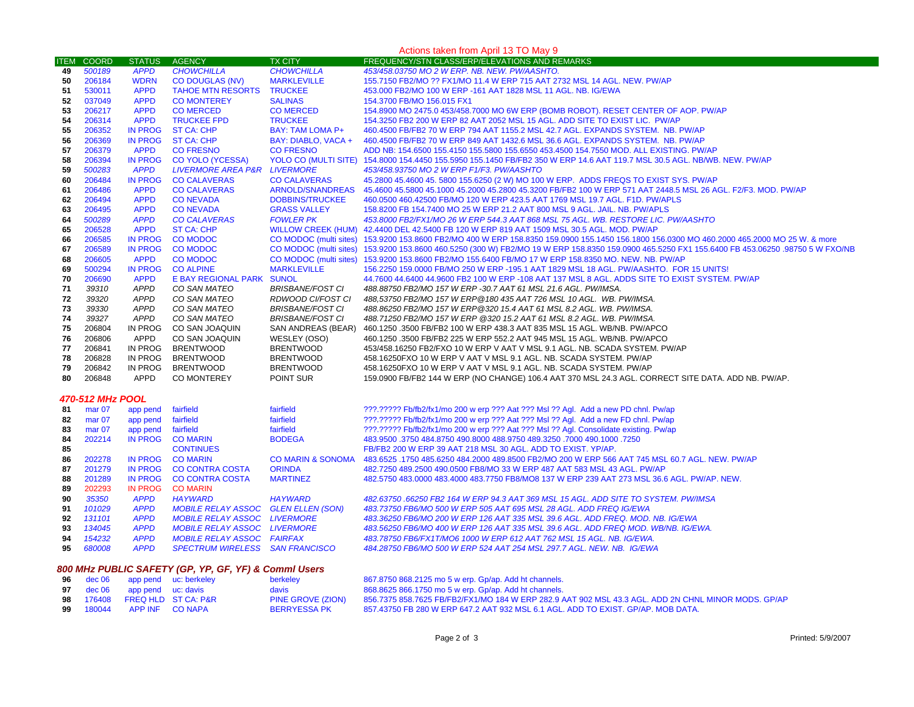Actions taken from April 13 TO May 9

| ITEM | COORD | STATUS | AGENCY | TX CITY | FREQUENCY/STN CLASS/ERP/ELEVATIONS AND REMARKS |
|---|---|---|---|---|---|
| 49 | *500189* | *APPD* | *CHOWCHILLA* | *CHOWCHILLA* | *453/458.03750 MO 2 W ERP. NB. NEW. PW/AASHTO.* |
| 50 | 206184 | WDRN | CO DOUGLAS (NV) | MARKLEVILLE | 155.7150 FB2/MO ?? FX1/MO 11.4 W ERP 715 AAT 2732 MSL 14 AGL. NEW. PW/AP |
| 51 | 530011 | APPD | TAHOE MTN RESORTS | TRUCKEE | 453.000 FB2/MO 100 W ERP -161 AAT 1828 MSL 11 AGL. NB. IG/EWA |
| 52 | 037049 | APPD | CO MONTEREY | SALINAS | 154.3700 FB/MO 156.015 FX1 |
| 53 | 206217 | APPD | CO MERCED | CO MERCED | 154.8900 MO 2475.0 453/458.7000 MO 6W ERP (BOMB ROBOT). RESET CENTER OF AOP. PW/AP |
| 54 | 206314 | APPD | TRUCKEE FPD | TRUCKEE | 154.3250 FB2 200 W ERP 82 AAT 2052 MSL 15 AGL. ADD SITE TO EXIST LIC. PW/AP |
| 55 | 206352 | IN PROG | ST CA: CHP | BAY: TAM LOMA P+ | 460.4500 FB/FB2 70 W ERP 794 AAT 1155.2 MSL 42.7 AGL. EXPANDS SYSTEM. NB. PW/AP |
| 56 | 206369 | IN PROG | ST CA: CHP | BAY: DIABLO, VACA + | 460.4500 FB/FB2 70 W ERP 849 AAT 1432.6 MSL 36.6 AGL. EXPANDS SYSTEM. NB. PW/AP |
| 57 | 206379 | APPD | CO FRESNO | CO FRESNO | ADD NB: 154.6500 155.4150 155.5800 155.6550 453.4500 154.7550 MOD. ALL EXISTING. PW/AP |
| 58 | 206394 | IN PROG | CO YOLO (YCESSA) | YOLO CO (MULTI SITE) | 154.8000 154.4450 155.5950 155.1450 FB/FB2 350 W ERP 14.6 AAT 119.7 MSL 30.5 AGL. NB/WB. NEW. PW/AP |
| 59 | *500283* | *APPD* | *LIVERMORE AREA P&R* | *LIVERMORE* | *453/458.93750 MO 2 W ERP F1/F3. PW/AASHTO* |
| 60 | 206484 | IN PROG | CO CALAVERAS | CO CALAVERAS | 45.2800 45.4600 45. 5800 155.6250 (2 W) MO 100 W ERP. ADDS FREQS TO EXIST SYS. PW/AP |
| 61 | 206486 | APPD | CO CALAVERAS | ARNOLD/SNANDREAS | 45.4600 45.5800 45.1000 45.2000 45.2800 45.3200 FB/FB2 100 W ERP 571 AAT 2448.5 MSL 26 AGL. F2/F3. MOD. PW/AP |
| 62 | 206494 | APPD | CO NEVADA | DOBBINS/TRUCKEE | 460.0500 460.42500 FB/MO 120 W ERP 423.5 AAT 1769 MSL 19.7 AGL. F1D. PW/APLS |
| 63 | 206495 | APPD | CO NEVADA | GRASS VALLEY | 158.8200 FB 154.7400 MO 25 W ERP 21.2 AAT 800 MSL 9 AGL. JAIL. NB. PW/APLS |
| 64 | *500289* | *APPD* | *CO CALAVERAS* | *FOWLER PK* | *453.8000 FB2/FX1/MO 26 W ERP 544.3 AAT 868 MSL 75 AGL. WB. RESTORE LIC. PW/AASHTO* |
| 65 | 206528 | APPD | ST CA: CHP | WILLOW CREEK (HUM) | 42.4400 DEL 42.5400 FB 120 W ERP 819 AAT 1509 MSL 30.5 AGL. MOD. PW/AP |
| 66 | 206585 | IN PROG | CO MODOC | CO MODOC (multi sites) | 153.9200 153.8600 FB2/MO 400 W ERP 158.8350 159.0900 155.1450 156.1800 156.0300 MO 460.2000 465.2000 MO 25 W. & more |
| 67 | 206589 | IN PROG | CO MODOC | CO MODOC (multi sites) | 153.9200 153.8600 460.5250 (300 W) FB2/MO 19 W ERP 158.8350 159.0900 465.5250 FX1 155.6400 FB 453.06250 .98750 5 W FXO/NB |
| 68 | 206605 | APPD | CO MODOC | CO MODOC (multi sites) | 153.9200 153.8600 FB2/MO 155.6400 FB/MO 17 W ERP 158.8350 MO. NEW. NB. PW/AP |
| 69 | 500294 | IN PROG | CO ALPINE | MARKLEVILLE | 156.2250 159.0000 FB/MO 250 W ERP -195.1 AAT 1829 MSL 18 AGL. PW/AASHTO. FOR 15 UNITS! |
| 70 | 206690 | APPD | E BAY REGIONAL PARK | SUNOL | 44.7600 44.6400 44.9600 FB2 100 W ERP -108 AAT 137 MSL 8 AGL. ADDS SITE TO EXIST SYSTEM. PW/AP |
| 71 | *39310* | *APPD* | *CO SAN MATEO* | *BRISBANE/FOST CI* | *488.88750 FB2/MO 157 W ERP -30.7 AAT 61 MSL 21.6 AGL. PW/IMSA.* |
| 72 | *39320* | *APPD* | *CO SAN MATEO* | *RDWOOD CI/FOST CI* | *488,53750 FB2/MO 157 W ERP@180 435 AAT 726 MSL 10 AGL. WB. PW/IMSA.* |
| 73 | *39330* | *APPD* | *CO SAN MATEO* | *BRISBANE/FOST CI* | *488.86250 FB2/MO 157 W ERP@320 15.4 AAT 61 MSL 8.2 AGL. WB. PW/IMSA.* |
| 74 | *39327* | *APPD* | *CO SAN MATEO* | *BRISBANE/FOST CI* | *488.71250 FB2/MO 157 W ERP @320 15.2 AAT 61 MSL 8.2 AGL. WB. PW/IMSA.* |
| 75 | 206804 | IN PROG | CO SAN JOAQUIN | SAN ANDREAS (BEAR) | 460.1250 .3500 FB/FB2 100 W ERP 438.3 AAT 835 MSL 15 AGL. WB/NB. PW/APCO |
| 76 | 206806 | APPD | CO SAN JOAQUIN | WESLEY (OSO) | 460.1250 .3500 FB/FB2 225 W ERP 552.2 AAT 945 MSL 15 AGL. WB/NB. PW/APCO |
| 77 | 206841 | IN PROG | BRENTWOOD | BRENTWOOD | 453/458.16250 FB2/FXO 10 W ERP V AAT V MSL 9.1 AGL. NB. SCADA SYSTEM. PW/AP |
| 78 | 206828 | IN PROG | BRENTWOOD | BRENTWOOD | 458.16250FXO 10 W ERP V AAT V MSL 9.1 AGL. NB. SCADA SYSTEM. PW/AP |
| 79 | 206842 | IN PROG | BRENTWOOD | BRENTWOOD | 458.16250FXO 10 W ERP V AAT V MSL 9.1 AGL. NB. SCADA SYSTEM. PW/AP |
| 80 | 206848 | APPD | CO MONTEREY | POINT SUR | 159.0900 FB/FB2 144 W ERP (NO CHANGE) 106.4 AAT 370 MSL 24.3 AGL. CORRECT SITE DATA. ADD NB. PW/AP. |

### *470-512 MHz POOL*

| ITEM | COORD | STATUS | AGENCY | TX CITY | FREQUENCY/STN CLASS/ERP/ELEVATIONS AND REMARKS |
|---|---|---|---|---|---|
| 81 | mar 07 | app pend | fairfield | fairfield | ???.????? Fb/fb2/fx1/mo 200 w erp ??? Aat ??? Msl ?? Agl. Add a new PD chnl. Pw/ap |
| 82 | mar 07 | app pend | fairfield | fairfield | ???.????? Fb/fb2/fx1/mo 200 w erp ??? Aat ??? Msl ?? Agl. Add a new FD chnl. Pw/ap |
| 83 | mar 07 | app pend | fairfield | fairfield | ???.????? Fb/fb2/fx1/mo 200 w erp ??? Aat ??? Msl ?? Agl. Consolidate existing. Pw/ap |
| 84 | 202214 | IN PROG | CO MARIN | BODEGA | 483.9500 .3750 484.8750 490.8000 488.9750 489.3250 .7000 490.1000 .7250 |
| 85 | | | CONTINUES | | FB/FB2 200 W ERP 39 AAT 218 MSL 30 AGL. ADD TO EXIST. YP/AP. |
| 86 | 202278 | IN PROG | CO MARIN | CO MARIN & SONOMA | 483.6525 .1750 485.6250 484.2000 489.8500 FB2/MO 200 W ERP 566 AAT 745 MSL 60.7 AGL. NEW. PW/AP |
| 87 | 201279 | IN PROG | CO CONTRA COSTA | ORINDA | 482.7250 489.2500 490.0500 FB8/MO 33 W ERP 487 AAT 583 MSL 43 AGL. PW/AP |
| 88 | 201289 | IN PROG | CO CONTRA COSTA | MARTINEZ | 482.5750 483.0000 483.4000 483.7750 FB8/MO8 137 W ERP 239 AAT 273 MSL 36.6 AGL. PW/AP. NEW. |
| 89 | 202293 | IN PROG | CO MARIN | | |
| 90 | *35350* | *APPD* | *HAYWARD* | *HAYWARD* | *482.63750 .66250 FB2 164 W ERP 94.3 AAT 369 MSL 15 AGL. ADD SITE TO SYSTEM. PW/IMSA* |
| 91 | *101029* | *APPD* | *MOBILE RELAY ASSOC* | *GLEN ELLEN (SON)* | *483.73750 FB6/MO 500 W ERP 505 AAT 695 MSL 28 AGL. ADD FREQ IG/EWA* |
| 92 | *131101* | *APPD* | *MOBILE RELAY ASSOC* | *LIVERMORE* | *483.36250 FB6/MO 200 W ERP 126 AAT 335 MSL 39.6 AGL. ADD FREQ. MOD. NB. IG/EWA* |
| 93 | *134045* | *APPD* | *MOBILE RELAY ASSOC* | *LIVERMORE* | *483.56250 FB6/MO 400 W ERP 126 AAT 335 MSL 39.6 AGL. ADD FREQ MOD. WB/NB. IG/EWA.* |
| 94 | *154232* | *APPD* | *MOBILE RELAY ASSOC* | *FAIRFAX* | *483.78750 FB6/FX1T/MO6 1000 W ERP 612 AAT 762 MSL 15 AGL. NB. IG/EWA.* |
| 95 | *680008* | *APPD* | *SPECTRUM WIRELESS* | *SAN FRANCISCO* | *484.28750 FB6/MO 500 W ERP 524 AAT 254 MSL 297.7 AGL. NEW. NB. IG/EWA* |

### *800 MHz PUBLIC SAFETY (GP, YP, GF, YF) & Comml Users*

| ITEM | COORD | STATUS | AGENCY | TX CITY | FREQUENCY/STN CLASS/ERP/ELEVATIONS AND REMARKS |
|---|---|---|---|---|---|
| 96 | dec 06 | app pend | uc: berkeley | berkeley | 867.8750 868.2125 mo 5 w erp. Gp/ap. Add ht channels. |
| 97 | dec 06 | app pend | uc: davis | davis | 868.8625 866.1750 mo 5 w erp. Gp/ap. Add ht channels. |
| 98 | 176408 | FREQ HLD | ST CA: P&R | PINE GROVE (ZION) | 856.7375 858.7625 FB/FB2/FX1/MO 184 W ERP 282.9 AAT 902 MSL 43.3 AGL. ADD 2N CHNL MINOR MODS. GP/AP |
| 99 | 180044 | APP INF | CO NAPA | BERRYESSA PK | 857.43750 FB 280 W ERP 647.2 AAT 932 MSL 6.1 AGL. ADD TO EXIST. GP/AP. MOB DATA. |

Printed: 5/9/2007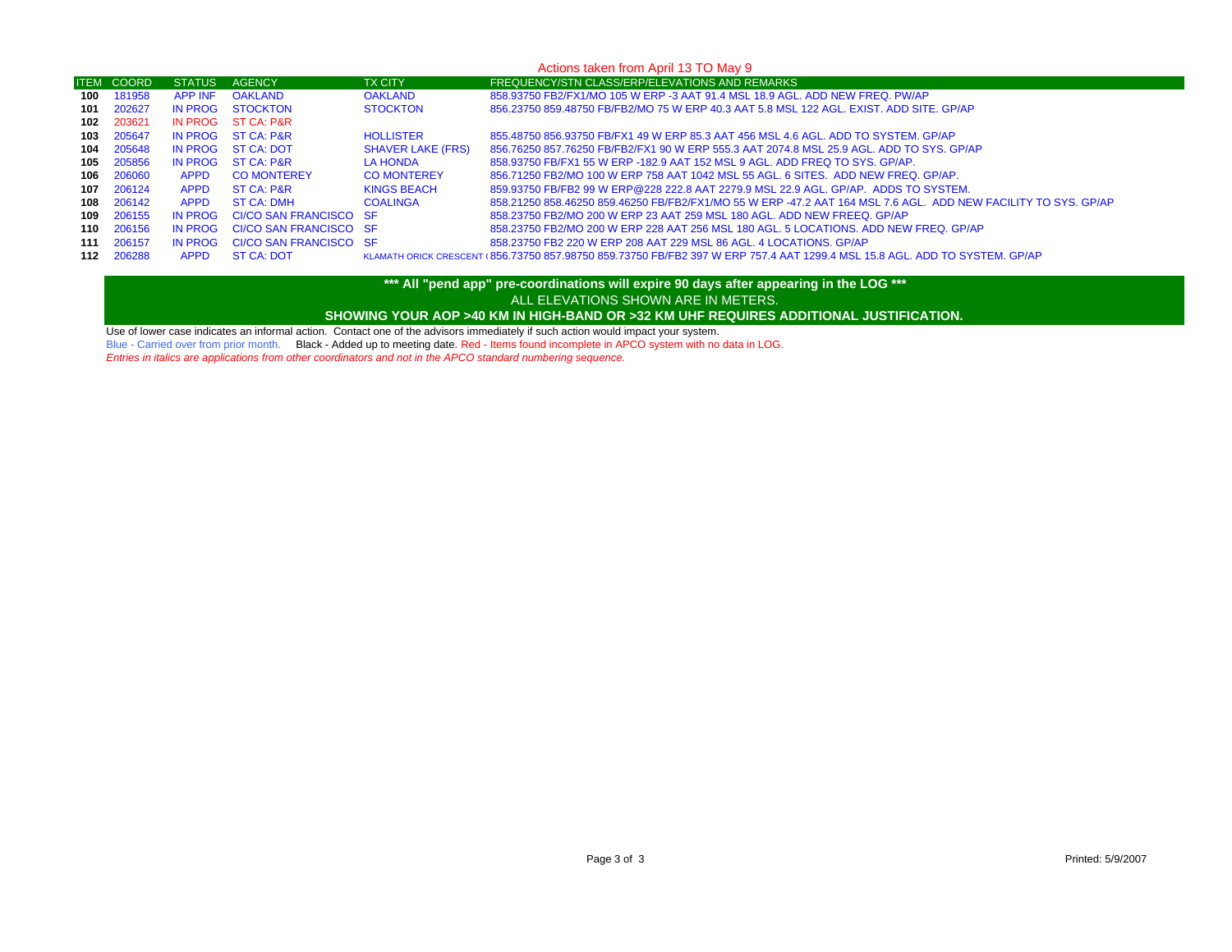Actions taken from April 13 TO May 9

| ITEM | COORD | STATUS | AGENCY | TX CITY | FREQUENCY/STN CLASS/ERP/ELEVATIONS AND REMARKS |
|---|---|---|---|---|---|
| **100** | 181958 | APP INF | OAKLAND | OAKLAND | 858.93750 FB2/FX1/MO 105 W ERP -3 AAT 91.4 MSL 18.9 AGL. ADD NEW FREQ. PW/AP |
| **101** | 202627 | IN PROG | STOCKTON | STOCKTON | 856.23750 859.48750 FB/FB2/MO 75 W ERP 40.3 AAT 5.8 MSL 122 AGL. EXIST. ADD SITE. GP/AP |
| **102** | 203621 | IN PROG | ST CA: P&R | | |
| **103** | 205647 | IN PROG | ST CA: P&R | HOLLISTER | 855.48750 856.93750 FB/FX1 49 W ERP 85.3 AAT 456 MSL 4.6 AGL. ADD TO SYSTEM. GP/AP |
| **104** | 205648 | IN PROG | ST CA: DOT | SHAVER LAKE (FRS) | 856.76250 857.76250 FB/FB2/FX1 90 W ERP 555.3 AAT 2074.8 MSL 25.9 AGL. ADD TO SYS. GP/AP |
| **105** | 205856 | IN PROG | ST CA: P&R | LA HONDA | 858.93750 FB/FX1 55 W ERP -182.9 AAT 152 MSL 9 AGL. ADD FREQ TO SYS. GP/AP. |
| **106** | 206060 | APPD | CO MONTEREY | CO MONTEREY | 856.71250 FB2/MO 100 W ERP 758 AAT 1042 MSL 55 AGL. 6 SITES. ADD NEW FREQ. GP/AP. |
| **107** | 206124 | APPD | ST CA: P&R | KINGS BEACH | 859.93750 FB/FB2 99 W ERP@228 222.8 AAT 2279.9 MSL 22.9 AGL. GP/AP. ADDS TO SYSTEM. |
| **108** | 206142 | APPD | ST CA: DMH | COALINGA | 858.21250 858.46250 859.46250 FB/FB2/FX1/MO 55 W ERP -47.2 AAT 164 MSL 7.6 AGL. ADD NEW FACILITY TO SYS. GP/AP |
| **109** | 206155 | IN PROG | CI/CO SAN FRANCISCO | SF | 858.23750 FB2/MO 200 W ERP 23 AAT 259 MSL 180 AGL. ADD NEW FREEQ. GP/AP |
| **110** | 206156 | IN PROG | CI/CO SAN FRANCISCO | SF | 858.23750 FB2/MO 200 W ERP 228 AAT 256 MSL 180 AGL. 5 LOCATIONS. ADD NEW FREQ. GP/AP |
| **111** | 206157 | IN PROG | CI/CO SAN FRANCISCO | SF | 858.23750 FB2 220 W ERP 208 AAT 229 MSL 86 AGL. 4 LOCATIONS. GP/AP |
| **112** | 206288 | APPD | ST CA: DOT | KLAMATH ORICK CRESCENT ( | 856.73750 857.98750 859.73750 FB/FB2 397 W ERP 757.4 AAT 1299.4 MSL 15.8 AGL. ADD TO SYSTEM. GP/AP |

**\*\*\* All "pend app" pre-coordinations will expire 90 days after appearing in the LOG \*\*\***

ALL ELEVATIONS SHOWN ARE IN METERS.

**SHOWING YOUR AOP >40 KM IN HIGH-BAND OR >32 KM UHF REQUIRES ADDITIONAL JUSTIFICATION.**

Use of lower case indicates an informal action. Contact one of the advisors immediately if such action would impact your system.

Blue - Carried over from prior month. Black - Added up to meeting date. Red - Items found incomplete in APCO system with no data in LOG.

*Entries in italics are applications from other coordinators and not in the APCO standard numbering sequence.*

Printed: 5/9/2007